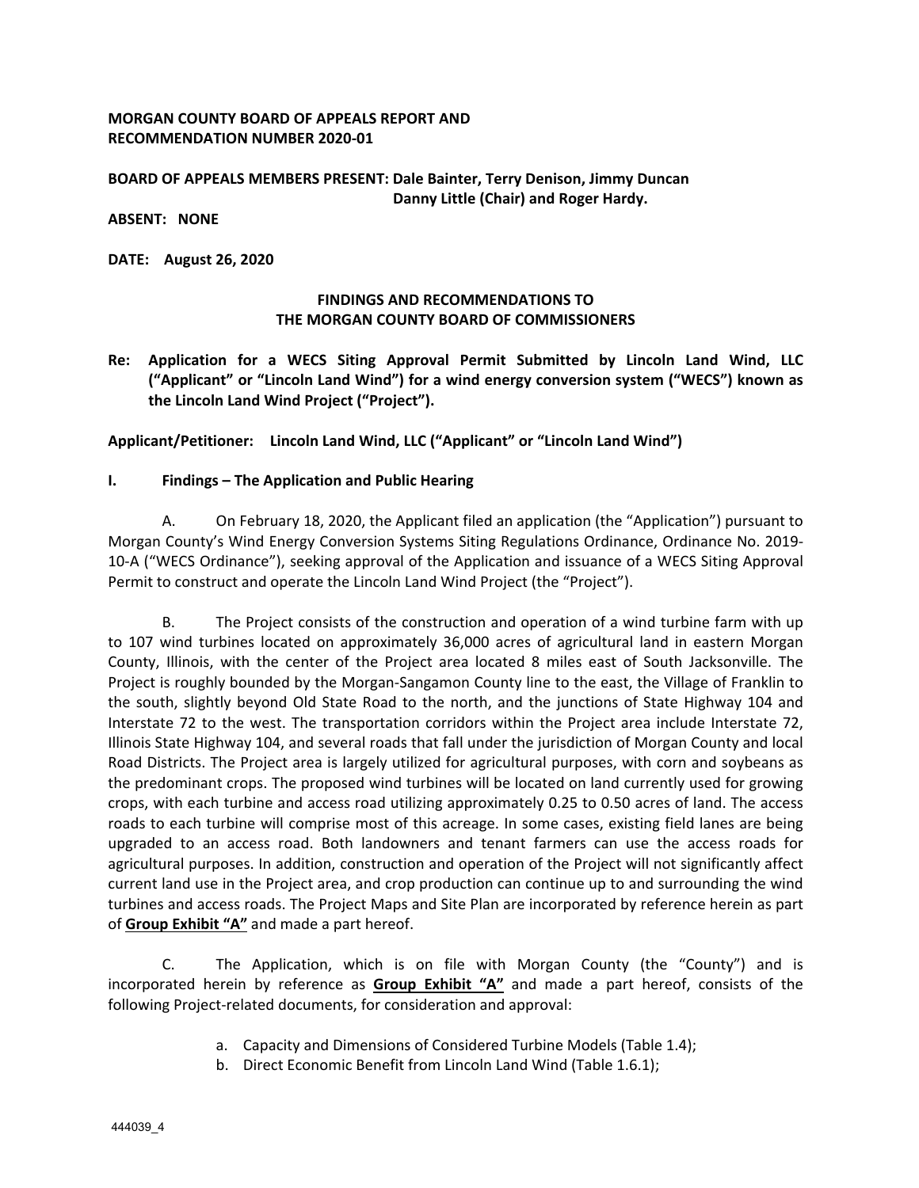**MORGAN COUNTY BOARD OF APPEALS REPORT AND RECOMMENDATION NUMBER 2020-01**

**BOARD OF APPEALS MEMBERS PRESENT: Dale Bainter, Terry Denison, Jimmy Duncan Danny Little (Chair) and Roger Hardy.**

**ABSENT: NONE**

**DATE: August 26, 2020**

**FINDINGS AND RECOMMENDATIONS TO THE MORGAN COUNTY BOARD OF COMMISSIONERS**

**Re: Application for a WECS Siting Approval Permit Submitted by Lincoln Land Wind, LLC ("Applicant" or "Lincoln Land Wind") for a wind energy conversion system ("WECS") known as the Lincoln Land Wind Project ("Project").**

**Applicant/Petitioner: Lincoln Land Wind, LLC ("Applicant" or "Lincoln Land Wind")**

## I. Findings – The Application and Public Hearing

A. On February 18, 2020, the Applicant filed an application (the "Application") pursuant to Morgan County's Wind Energy Conversion Systems Siting Regulations Ordinance, Ordinance No. 2019-10-A ("WECS Ordinance"), seeking approval of the Application and issuance of a WECS Siting Approval Permit to construct and operate the Lincoln Land Wind Project (the "Project").

B. The Project consists of the construction and operation of a wind turbine farm with up to 107 wind turbines located on approximately 36,000 acres of agricultural land in eastern Morgan County, Illinois, with the center of the Project area located 8 miles east of South Jacksonville. The Project is roughly bounded by the Morgan-Sangamon County line to the east, the Village of Franklin to the south, slightly beyond Old State Road to the north, and the junctions of State Highway 104 and Interstate 72 to the west. The transportation corridors within the Project area include Interstate 72, Illinois State Highway 104, and several roads that fall under the jurisdiction of Morgan County and local Road Districts. The Project area is largely utilized for agricultural purposes, with corn and soybeans as the predominant crops. The proposed wind turbines will be located on land currently used for growing crops, with each turbine and access road utilizing approximately 0.25 to 0.50 acres of land. The access roads to each turbine will comprise most of this acreage. In some cases, existing field lanes are being upgraded to an access road. Both landowners and tenant farmers can use the access roads for agricultural purposes. In addition, construction and operation of the Project will not significantly affect current land use in the Project area, and crop production can continue up to and surrounding the wind turbines and access roads. The Project Maps and Site Plan are incorporated by reference herein as part of **Group Exhibit "A"** and made a part hereof.

C. The Application, which is on file with Morgan County (the "County") and is incorporated herein by reference as **Group Exhibit "A"** and made a part hereof, consists of the following Project-related documents, for consideration and approval:

a. Capacity and Dimensions of Considered Turbine Models (Table 1.4);
b. Direct Economic Benefit from Lincoln Land Wind (Table 1.6.1);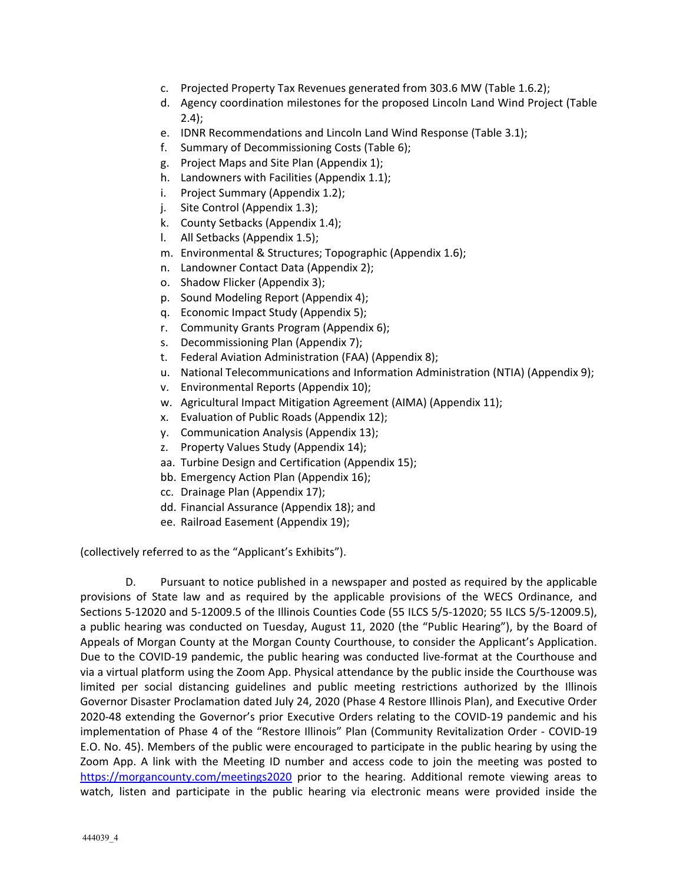c. Projected Property Tax Revenues generated from 303.6 MW (Table 1.6.2);
d. Agency coordination milestones for the proposed Lincoln Land Wind Project (Table 2.4);
e. IDNR Recommendations and Lincoln Land Wind Response (Table 3.1);
f. Summary of Decommissioning Costs (Table 6);
g. Project Maps and Site Plan (Appendix 1);
h. Landowners with Facilities (Appendix 1.1);
i. Project Summary (Appendix 1.2);
j. Site Control (Appendix 1.3);
k. County Setbacks (Appendix 1.4);
l. All Setbacks (Appendix 1.5);
m. Environmental & Structures; Topographic (Appendix 1.6);
n. Landowner Contact Data (Appendix 2);
o. Shadow Flicker (Appendix 3);
p. Sound Modeling Report (Appendix 4);
q. Economic Impact Study (Appendix 5);
r. Community Grants Program (Appendix 6);
s. Decommissioning Plan (Appendix 7);
t. Federal Aviation Administration (FAA) (Appendix 8);
u. National Telecommunications and Information Administration (NTIA) (Appendix 9);
v. Environmental Reports (Appendix 10);
w. Agricultural Impact Mitigation Agreement (AIMA) (Appendix 11);
x. Evaluation of Public Roads (Appendix 12);
y. Communication Analysis (Appendix 13);
z. Property Values Study (Appendix 14);
aa. Turbine Design and Certification (Appendix 15);
bb. Emergency Action Plan (Appendix 16);
cc. Drainage Plan (Appendix 17);
dd. Financial Assurance (Appendix 18); and
ee. Railroad Easement (Appendix 19);

(collectively referred to as the "Applicant's Exhibits").

D. Pursuant to notice published in a newspaper and posted as required by the applicable provisions of State law and as required by the applicable provisions of the WECS Ordinance, and Sections 5-12020 and 5-12009.5 of the Illinois Counties Code (55 ILCS 5/5-12020; 55 ILCS 5/5-12009.5), a public hearing was conducted on Tuesday, August 11, 2020 (the "Public Hearing"), by the Board of Appeals of Morgan County at the Morgan County Courthouse, to consider the Applicant's Application. Due to the COVID-19 pandemic, the public hearing was conducted live-format at the Courthouse and via a virtual platform using the Zoom App. Physical attendance by the public inside the Courthouse was limited per social distancing guidelines and public meeting restrictions authorized by the Illinois Governor Disaster Proclamation dated July 24, 2020 (Phase 4 Restore Illinois Plan), and Executive Order 2020-48 extending the Governor's prior Executive Orders relating to the COVID-19 pandemic and his implementation of Phase 4 of the "Restore Illinois" Plan (Community Revitalization Order - COVID-19 E.O. No. 45). Members of the public were encouraged to participate in the public hearing by using the Zoom App. A link with the Meeting ID number and access code to join the meeting was posted to https://morgancounty.com/meetings2020 prior to the hearing. Additional remote viewing areas to watch, listen and participate in the public hearing via electronic means were provided inside the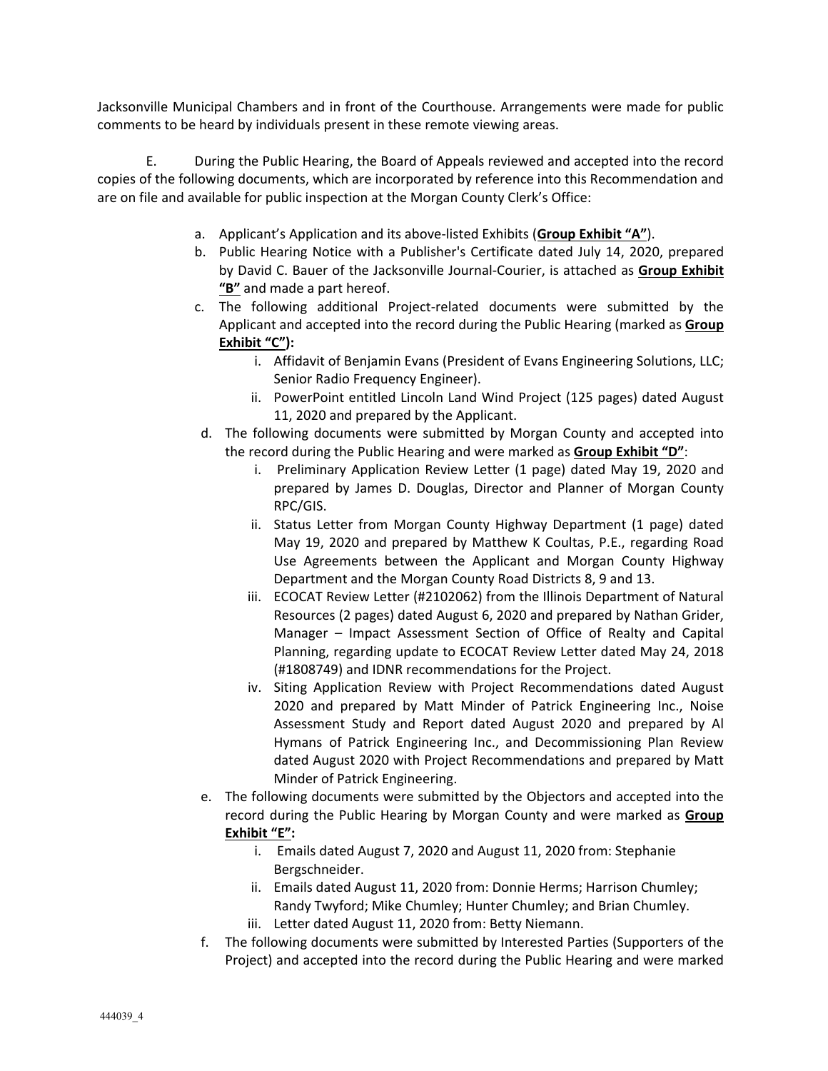Jacksonville Municipal Chambers and in front of the Courthouse. Arrangements were made for public comments to be heard by individuals present in these remote viewing areas.

E. During the Public Hearing, the Board of Appeals reviewed and accepted into the record copies of the following documents, which are incorporated by reference into this Recommendation and are on file and available for public inspection at the Morgan County Clerk's Office:

a. Applicant's Application and its above-listed Exhibits (**Group Exhibit "A"**).

b. Public Hearing Notice with a Publisher's Certificate dated July 14, 2020, prepared by David C. Bauer of the Jacksonville Journal-Courier, is attached as **Group Exhibit "B"** and made a part hereof.

c. The following additional Project-related documents were submitted by the Applicant and accepted into the record during the Public Hearing (marked as **Group Exhibit "C")**:

   i. Affidavit of Benjamin Evans (President of Evans Engineering Solutions, LLC; Senior Radio Frequency Engineer).

   ii. PowerPoint entitled Lincoln Land Wind Project (125 pages) dated August 11, 2020 and prepared by the Applicant.

d. The following documents were submitted by Morgan County and accepted into the record during the Public Hearing and were marked as **Group Exhibit "D"**:

   i. Preliminary Application Review Letter (1 page) dated May 19, 2020 and prepared by James D. Douglas, Director and Planner of Morgan County RPC/GIS.

   ii. Status Letter from Morgan County Highway Department (1 page) dated May 19, 2020 and prepared by Matthew K Coultas, P.E., regarding Road Use Agreements between the Applicant and Morgan County Highway Department and the Morgan County Road Districts 8, 9 and 13.

   iii. ECOCAT Review Letter (#2102062) from the Illinois Department of Natural Resources (2 pages) dated August 6, 2020 and prepared by Nathan Grider, Manager – Impact Assessment Section of Office of Realty and Capital Planning, regarding update to ECOCAT Review Letter dated May 24, 2018 (#1808749) and IDNR recommendations for the Project.

   iv. Siting Application Review with Project Recommendations dated August 2020 and prepared by Matt Minder of Patrick Engineering Inc., Noise Assessment Study and Report dated August 2020 and prepared by Al Hymans of Patrick Engineering Inc., and Decommissioning Plan Review dated August 2020 with Project Recommendations and prepared by Matt Minder of Patrick Engineering.

e. The following documents were submitted by the Objectors and accepted into the record during the Public Hearing by Morgan County and were marked as **Group Exhibit "E":**

   i. Emails dated August 7, 2020 and August 11, 2020 from: Stephanie Bergschneider.

   ii. Emails dated August 11, 2020 from: Donnie Herms; Harrison Chumley; Randy Twyford; Mike Chumley; Hunter Chumley; and Brian Chumley.

   iii. Letter dated August 11, 2020 from: Betty Niemann.

f. The following documents were submitted by Interested Parties (Supporters of the Project) and accepted into the record during the Public Hearing and were marked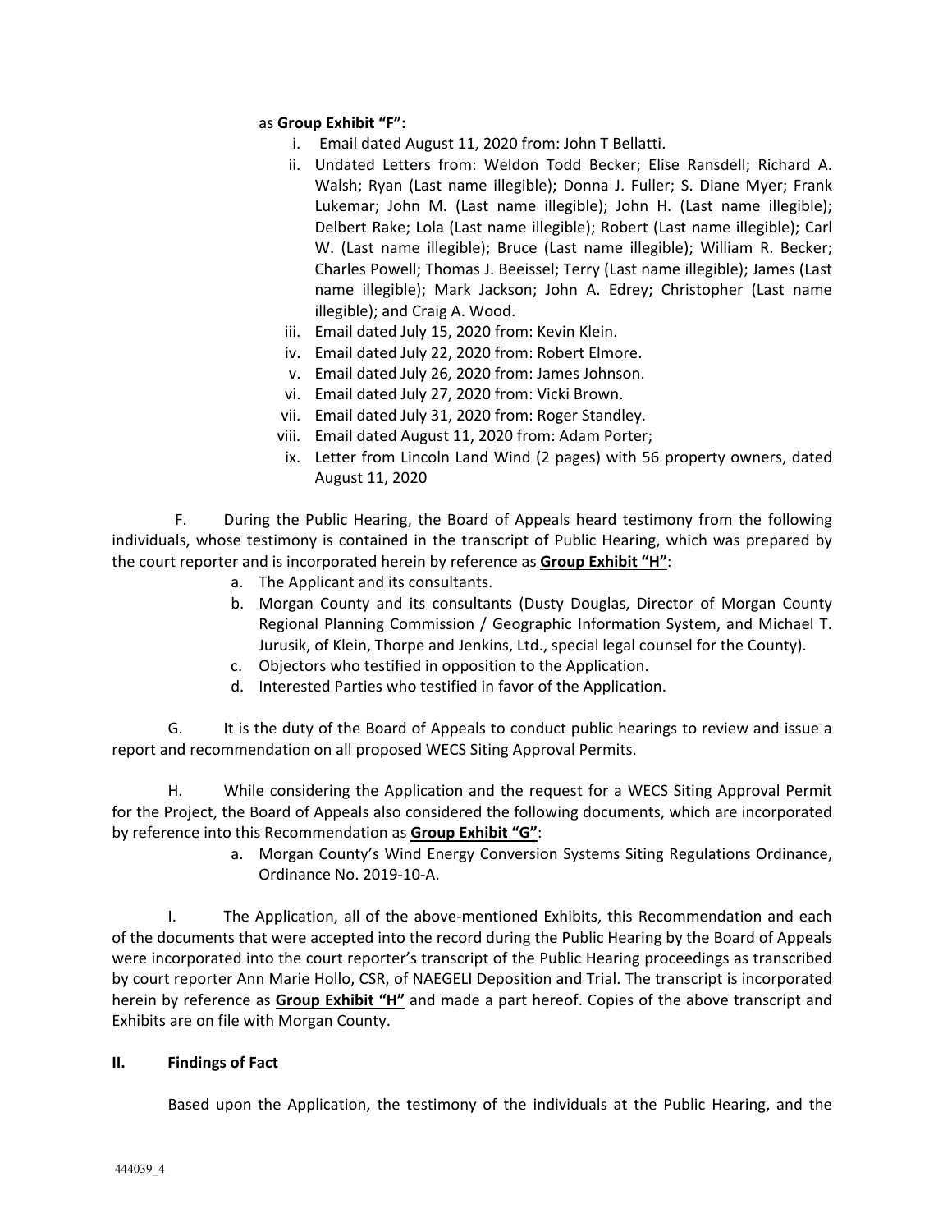as **Group Exhibit "F":**

i. Email dated August 11, 2020 from: John T Bellatti.
ii. Undated Letters from: Weldon Todd Becker; Elise Ransdell; Richard A. Walsh; Ryan (Last name illegible); Donna J. Fuller; S. Diane Myer; Frank Lukemar; John M. (Last name illegible); John H. (Last name illegible); Delbert Rake; Lola (Last name illegible); Robert (Last name illegible); Carl W. (Last name illegible); Bruce (Last name illegible); William R. Becker; Charles Powell; Thomas J. Beeissel; Terry (Last name illegible); James (Last name illegible); Mark Jackson; John A. Edrey; Christopher (Last name illegible); and Craig A. Wood.
iii. Email dated July 15, 2020 from: Kevin Klein.
iv. Email dated July 22, 2020 from: Robert Elmore.
v. Email dated July 26, 2020 from: James Johnson.
vi. Email dated July 27, 2020 from: Vicki Brown.
vii. Email dated July 31, 2020 from: Roger Standley.
viii. Email dated August 11, 2020 from: Adam Porter;
ix. Letter from Lincoln Land Wind (2 pages) with 56 property owners, dated August 11, 2020

F. During the Public Hearing, the Board of Appeals heard testimony from the following individuals, whose testimony is contained in the transcript of Public Hearing, which was prepared by the court reporter and is incorporated herein by reference as **Group Exhibit "H"**:

a. The Applicant and its consultants.
b. Morgan County and its consultants (Dusty Douglas, Director of Morgan County Regional Planning Commission / Geographic Information System, and Michael T. Jurusik, of Klein, Thorpe and Jenkins, Ltd., special legal counsel for the County).
c. Objectors who testified in opposition to the Application.
d. Interested Parties who testified in favor of the Application.

G. It is the duty of the Board of Appeals to conduct public hearings to review and issue a report and recommendation on all proposed WECS Siting Approval Permits.

H. While considering the Application and the request for a WECS Siting Approval Permit for the Project, the Board of Appeals also considered the following documents, which are incorporated by reference into this Recommendation as **Group Exhibit "G"**:

a. Morgan County's Wind Energy Conversion Systems Siting Regulations Ordinance, Ordinance No. 2019-10-A.

I. The Application, all of the above-mentioned Exhibits, this Recommendation and each of the documents that were accepted into the record during the Public Hearing by the Board of Appeals were incorporated into the court reporter's transcript of the Public Hearing proceedings as transcribed by court reporter Ann Marie Hollo, CSR, of NAEGELI Deposition and Trial. The transcript is incorporated herein by reference as **Group Exhibit "H"** and made a part hereof. Copies of the above transcript and Exhibits are on file with Morgan County.

## II. Findings of Fact

Based upon the Application, the testimony of the individuals at the Public Hearing, and the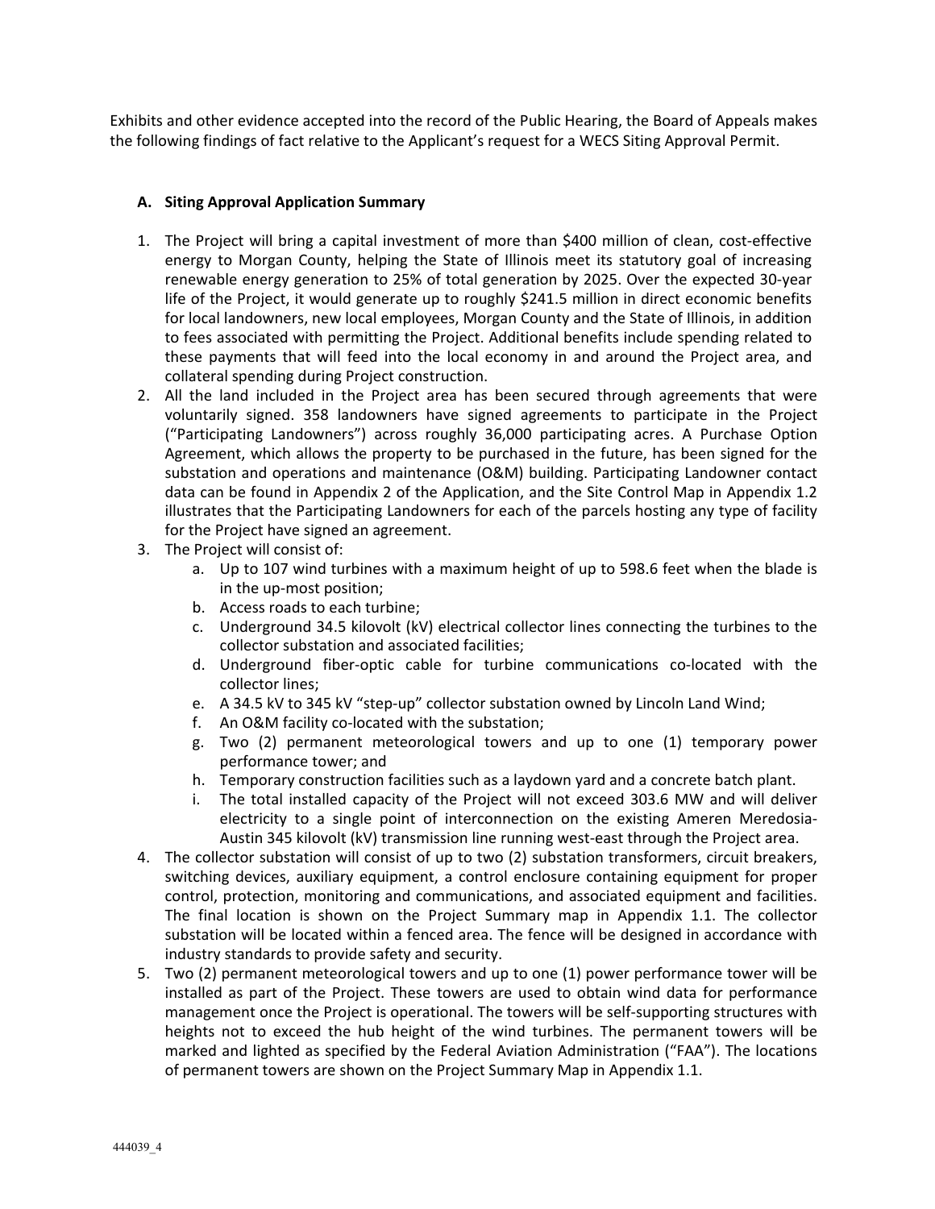Exhibits and other evidence accepted into the record of the Public Hearing, the Board of Appeals makes the following findings of fact relative to the Applicant's request for a WECS Siting Approval Permit.

**A. Siting Approval Application Summary**

1. The Project will bring a capital investment of more than $400 million of clean, cost-effective energy to Morgan County, helping the State of Illinois meet its statutory goal of increasing renewable energy generation to 25% of total generation by 2025. Over the expected 30-year life of the Project, it would generate up to roughly $241.5 million in direct economic benefits for local landowners, new local employees, Morgan County and the State of Illinois, in addition to fees associated with permitting the Project. Additional benefits include spending related to these payments that will feed into the local economy in and around the Project area, and collateral spending during Project construction.
2. All the land included in the Project area has been secured through agreements that were voluntarily signed. 358 landowners have signed agreements to participate in the Project ("Participating Landowners") across roughly 36,000 participating acres. A Purchase Option Agreement, which allows the property to be purchased in the future, has been signed for the substation and operations and maintenance (O&M) building. Participating Landowner contact data can be found in Appendix 2 of the Application, and the Site Control Map in Appendix 1.2 illustrates that the Participating Landowners for each of the parcels hosting any type of facility for the Project have signed an agreement.
3. The Project will consist of:
    a. Up to 107 wind turbines with a maximum height of up to 598.6 feet when the blade is in the up-most position;
    b. Access roads to each turbine;
    c. Underground 34.5 kilovolt (kV) electrical collector lines connecting the turbines to the collector substation and associated facilities;
    d. Underground fiber-optic cable for turbine communications co-located with the collector lines;
    e. A 34.5 kV to 345 kV "step-up" collector substation owned by Lincoln Land Wind;
    f. An O&M facility co-located with the substation;
    g. Two (2) permanent meteorological towers and up to one (1) temporary power performance tower; and
    h. Temporary construction facilities such as a laydown yard and a concrete batch plant.
    i. The total installed capacity of the Project will not exceed 303.6 MW and will deliver electricity to a single point of interconnection on the existing Ameren Meredosia-Austin 345 kilovolt (kV) transmission line running west-east through the Project area.
4. The collector substation will consist of up to two (2) substation transformers, circuit breakers, switching devices, auxiliary equipment, a control enclosure containing equipment for proper control, protection, monitoring and communications, and associated equipment and facilities. The final location is shown on the Project Summary map in Appendix 1.1. The collector substation will be located within a fenced area. The fence will be designed in accordance with industry standards to provide safety and security.
5. Two (2) permanent meteorological towers and up to one (1) power performance tower will be installed as part of the Project. These towers are used to obtain wind data for performance management once the Project is operational. The towers will be self-supporting structures with heights not to exceed the hub height of the wind turbines. The permanent towers will be marked and lighted as specified by the Federal Aviation Administration ("FAA"). The locations of permanent towers are shown on the Project Summary Map in Appendix 1.1.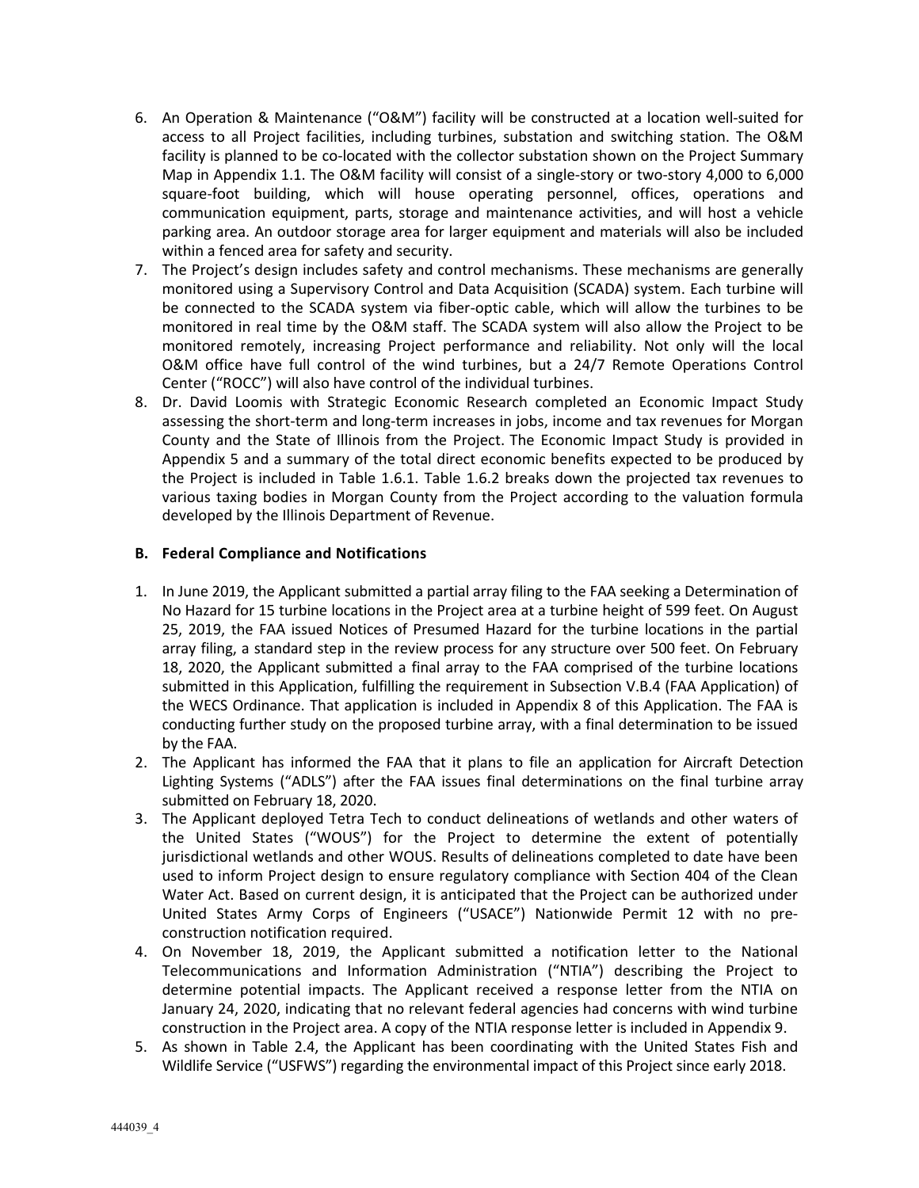6. An Operation & Maintenance ("O&M") facility will be constructed at a location well-suited for access to all Project facilities, including turbines, substation and switching station. The O&M facility is planned to be co-located with the collector substation shown on the Project Summary Map in Appendix 1.1. The O&M facility will consist of a single-story or two-story 4,000 to 6,000 square-foot building, which will house operating personnel, offices, operations and communication equipment, parts, storage and maintenance activities, and will host a vehicle parking area. An outdoor storage area for larger equipment and materials will also be included within a fenced area for safety and security.
7. The Project's design includes safety and control mechanisms. These mechanisms are generally monitored using a Supervisory Control and Data Acquisition (SCADA) system. Each turbine will be connected to the SCADA system via fiber-optic cable, which will allow the turbines to be monitored in real time by the O&M staff. The SCADA system will also allow the Project to be monitored remotely, increasing Project performance and reliability. Not only will the local O&M office have full control of the wind turbines, but a 24/7 Remote Operations Control Center ("ROCC") will also have control of the individual turbines.
8. Dr. David Loomis with Strategic Economic Research completed an Economic Impact Study assessing the short-term and long-term increases in jobs, income and tax revenues for Morgan County and the State of Illinois from the Project. The Economic Impact Study is provided in Appendix 5 and a summary of the total direct economic benefits expected to be produced by the Project is included in Table 1.6.1. Table 1.6.2 breaks down the projected tax revenues to various taxing bodies in Morgan County from the Project according to the valuation formula developed by the Illinois Department of Revenue.

### B. Federal Compliance and Notifications

1. In June 2019, the Applicant submitted a partial array filing to the FAA seeking a Determination of No Hazard for 15 turbine locations in the Project area at a turbine height of 599 feet. On August 25, 2019, the FAA issued Notices of Presumed Hazard for the turbine locations in the partial array filing, a standard step in the review process for any structure over 500 feet. On February 18, 2020, the Applicant submitted a final array to the FAA comprised of the turbine locations submitted in this Application, fulfilling the requirement in Subsection V.B.4 (FAA Application) of the WECS Ordinance. That application is included in Appendix 8 of this Application. The FAA is conducting further study on the proposed turbine array, with a final determination to be issued by the FAA.
2. The Applicant has informed the FAA that it plans to file an application for Aircraft Detection Lighting Systems ("ADLS") after the FAA issues final determinations on the final turbine array submitted on February 18, 2020.
3. The Applicant deployed Tetra Tech to conduct delineations of wetlands and other waters of the United States ("WOUS") for the Project to determine the extent of potentially jurisdictional wetlands and other WOUS. Results of delineations completed to date have been used to inform Project design to ensure regulatory compliance with Section 404 of the Clean Water Act. Based on current design, it is anticipated that the Project can be authorized under United States Army Corps of Engineers ("USACE") Nationwide Permit 12 with no pre-construction notification required.
4. On November 18, 2019, the Applicant submitted a notification letter to the National Telecommunications and Information Administration ("NTIA") describing the Project to determine potential impacts. The Applicant received a response letter from the NTIA on January 24, 2020, indicating that no relevant federal agencies had concerns with wind turbine construction in the Project area. A copy of the NTIA response letter is included in Appendix 9.
5. As shown in Table 2.4, the Applicant has been coordinating with the United States Fish and Wildlife Service ("USFWS") regarding the environmental impact of this Project since early 2018.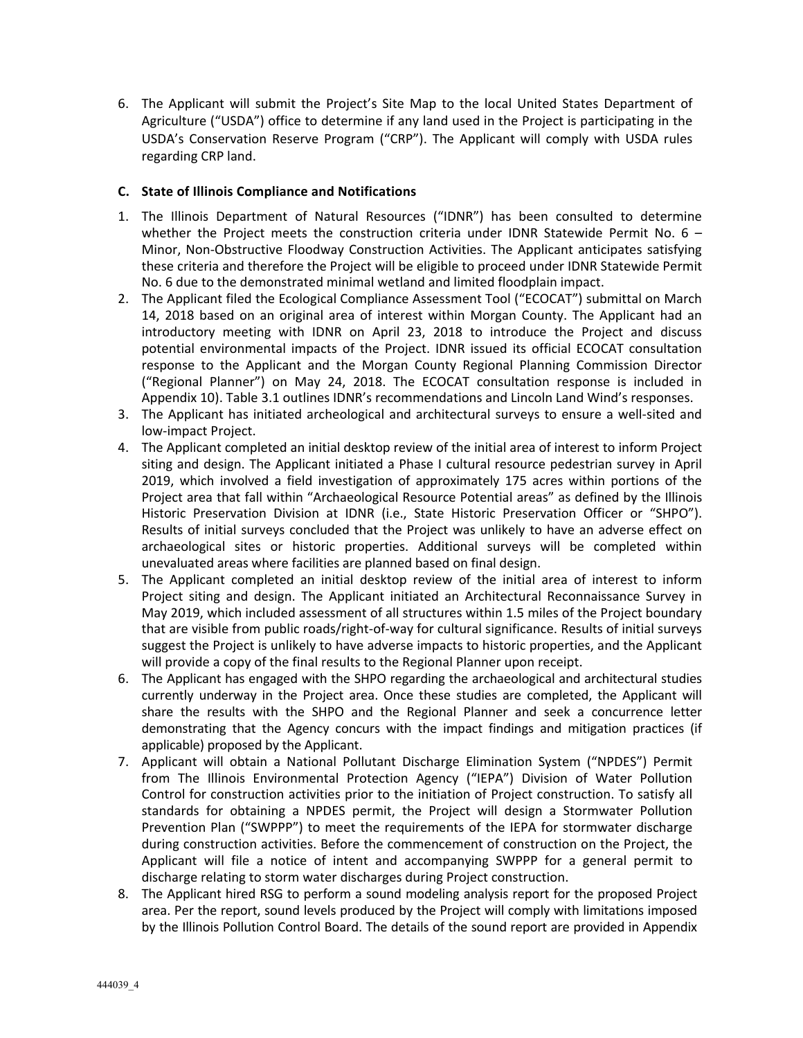6. The Applicant will submit the Project's Site Map to the local United States Department of Agriculture ("USDA") office to determine if any land used in the Project is participating in the USDA's Conservation Reserve Program ("CRP"). The Applicant will comply with USDA rules regarding CRP land.

**C. State of Illinois Compliance and Notifications**

1. The Illinois Department of Natural Resources ("IDNR") has been consulted to determine whether the Project meets the construction criteria under IDNR Statewide Permit No. 6 – Minor, Non-Obstructive Floodway Construction Activities. The Applicant anticipates satisfying these criteria and therefore the Project will be eligible to proceed under IDNR Statewide Permit No. 6 due to the demonstrated minimal wetland and limited floodplain impact.
2. The Applicant filed the Ecological Compliance Assessment Tool ("ECOCAT") submittal on March 14, 2018 based on an original area of interest within Morgan County. The Applicant had an introductory meeting with IDNR on April 23, 2018 to introduce the Project and discuss potential environmental impacts of the Project. IDNR issued its official ECOCAT consultation response to the Applicant and the Morgan County Regional Planning Commission Director ("Regional Planner") on May 24, 2018. The ECOCAT consultation response is included in Appendix 10). Table 3.1 outlines IDNR's recommendations and Lincoln Land Wind's responses.
3. The Applicant has initiated archeological and architectural surveys to ensure a well-sited and low-impact Project.
4. The Applicant completed an initial desktop review of the initial area of interest to inform Project siting and design. The Applicant initiated a Phase I cultural resource pedestrian survey in April 2019, which involved a field investigation of approximately 175 acres within portions of the Project area that fall within "Archaeological Resource Potential areas" as defined by the Illinois Historic Preservation Division at IDNR (i.e., State Historic Preservation Officer or "SHPO"). Results of initial surveys concluded that the Project was unlikely to have an adverse effect on archaeological sites or historic properties. Additional surveys will be completed within unevaluated areas where facilities are planned based on final design.
5. The Applicant completed an initial desktop review of the initial area of interest to inform Project siting and design. The Applicant initiated an Architectural Reconnaissance Survey in May 2019, which included assessment of all structures within 1.5 miles of the Project boundary that are visible from public roads/right-of-way for cultural significance. Results of initial surveys suggest the Project is unlikely to have adverse impacts to historic properties, and the Applicant will provide a copy of the final results to the Regional Planner upon receipt.
6. The Applicant has engaged with the SHPO regarding the archaeological and architectural studies currently underway in the Project area. Once these studies are completed, the Applicant will share the results with the SHPO and the Regional Planner and seek a concurrence letter demonstrating that the Agency concurs with the impact findings and mitigation practices (if applicable) proposed by the Applicant.
7. Applicant will obtain a National Pollutant Discharge Elimination System ("NPDES") Permit from The Illinois Environmental Protection Agency ("IEPA") Division of Water Pollution Control for construction activities prior to the initiation of Project construction. To satisfy all standards for obtaining a NPDES permit, the Project will design a Stormwater Pollution Prevention Plan ("SWPPP") to meet the requirements of the IEPA for stormwater discharge during construction activities. Before the commencement of construction on the Project, the Applicant will file a notice of intent and accompanying SWPPP for a general permit to discharge relating to storm water discharges during Project construction.
8. The Applicant hired RSG to perform a sound modeling analysis report for the proposed Project area. Per the report, sound levels produced by the Project will comply with limitations imposed by the Illinois Pollution Control Board. The details of the sound report are provided in Appendix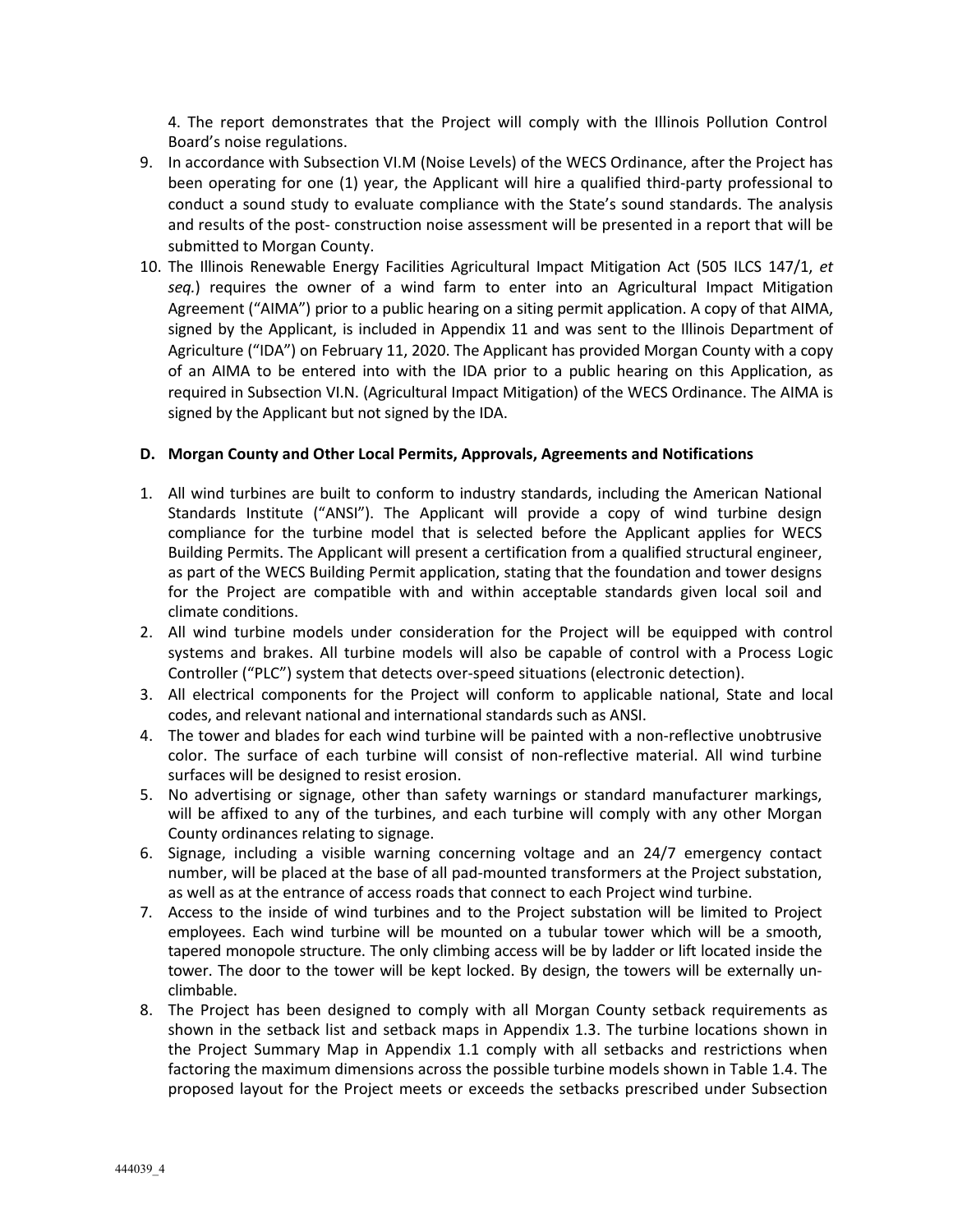4. The report demonstrates that the Project will comply with the Illinois Pollution Control Board's noise regulations.

9. In accordance with Subsection VI.M (Noise Levels) of the WECS Ordinance, after the Project has been operating for one (1) year, the Applicant will hire a qualified third-party professional to conduct a sound study to evaluate compliance with the State's sound standards. The analysis and results of the post- construction noise assessment will be presented in a report that will be submitted to Morgan County.
10. The Illinois Renewable Energy Facilities Agricultural Impact Mitigation Act (505 ILCS 147/1, *et seq.*) requires the owner of a wind farm to enter into an Agricultural Impact Mitigation Agreement ("AIMA") prior to a public hearing on a siting permit application. A copy of that AIMA, signed by the Applicant, is included in Appendix 11 and was sent to the Illinois Department of Agriculture ("IDA") on February 11, 2020. The Applicant has provided Morgan County with a copy of an AIMA to be entered into with the IDA prior to a public hearing on this Application, as required in Subsection VI.N. (Agricultural Impact Mitigation) of the WECS Ordinance. The AIMA is signed by the Applicant but not signed by the IDA.

**D. Morgan County and Other Local Permits, Approvals, Agreements and Notifications**

1. All wind turbines are built to conform to industry standards, including the American National Standards Institute ("ANSI"). The Applicant will provide a copy of wind turbine design compliance for the turbine model that is selected before the Applicant applies for WECS Building Permits. The Applicant will present a certification from a qualified structural engineer, as part of the WECS Building Permit application, stating that the foundation and tower designs for the Project are compatible with and within acceptable standards given local soil and climate conditions.
2. All wind turbine models under consideration for the Project will be equipped with control systems and brakes. All turbine models will also be capable of control with a Process Logic Controller ("PLC") system that detects over-speed situations (electronic detection).
3. All electrical components for the Project will conform to applicable national, State and local codes, and relevant national and international standards such as ANSI.
4. The tower and blades for each wind turbine will be painted with a non-reflective unobtrusive color. The surface of each turbine will consist of non-reflective material. All wind turbine surfaces will be designed to resist erosion.
5. No advertising or signage, other than safety warnings or standard manufacturer markings, will be affixed to any of the turbines, and each turbine will comply with any other Morgan County ordinances relating to signage.
6. Signage, including a visible warning concerning voltage and an 24/7 emergency contact number, will be placed at the base of all pad-mounted transformers at the Project substation, as well as at the entrance of access roads that connect to each Project wind turbine.
7. Access to the inside of wind turbines and to the Project substation will be limited to Project employees. Each wind turbine will be mounted on a tubular tower which will be a smooth, tapered monopole structure. The only climbing access will be by ladder or lift located inside the tower. The door to the tower will be kept locked. By design, the towers will be externally un-climbable.
8. The Project has been designed to comply with all Morgan County setback requirements as shown in the setback list and setback maps in Appendix 1.3. The turbine locations shown in the Project Summary Map in Appendix 1.1 comply with all setbacks and restrictions when factoring the maximum dimensions across the possible turbine models shown in Table 1.4. The proposed layout for the Project meets or exceeds the setbacks prescribed under Subsection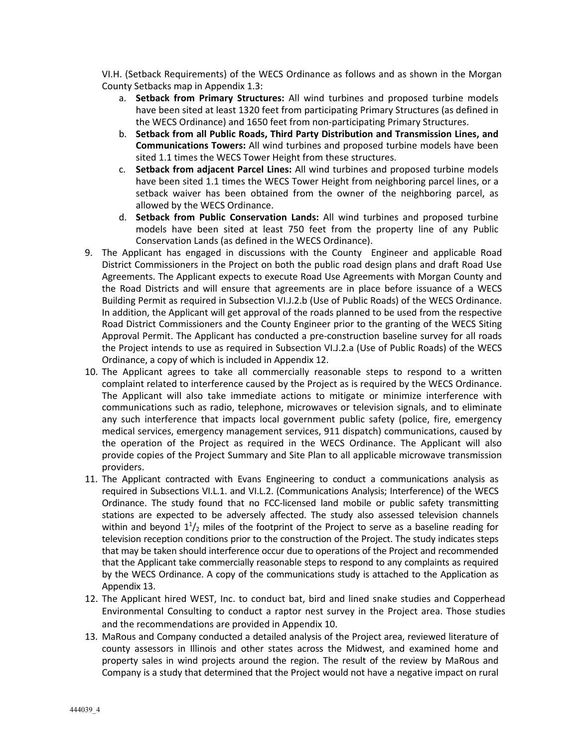VI.H. (Setback Requirements) of the WECS Ordinance as follows and as shown in the Morgan County Setbacks map in Appendix 1.3:

a. **Setback from Primary Structures:** All wind turbines and proposed turbine models have been sited at least 1320 feet from participating Primary Structures (as defined in the WECS Ordinance) and 1650 feet from non-participating Primary Structures.
b. **Setback from all Public Roads, Third Party Distribution and Transmission Lines, and Communications Towers:** All wind turbines and proposed turbine models have been sited 1.1 times the WECS Tower Height from these structures.
c. **Setback from adjacent Parcel Lines:** All wind turbines and proposed turbine models have been sited 1.1 times the WECS Tower Height from neighboring parcel lines, or a setback waiver has been obtained from the owner of the neighboring parcel, as allowed by the WECS Ordinance.
d. **Setback from Public Conservation Lands:** All wind turbines and proposed turbine models have been sited at least 750 feet from the property line of any Public Conservation Lands (as defined in the WECS Ordinance).

9. The Applicant has engaged in discussions with the County Engineer and applicable Road District Commissioners in the Project on both the public road design plans and draft Road Use Agreements. The Applicant expects to execute Road Use Agreements with Morgan County and the Road Districts and will ensure that agreements are in place before issuance of a WECS Building Permit as required in Subsection VI.J.2.b (Use of Public Roads) of the WECS Ordinance. In addition, the Applicant will get approval of the roads planned to be used from the respective Road District Commissioners and the County Engineer prior to the granting of the WECS Siting Approval Permit. The Applicant has conducted a pre-construction baseline survey for all roads the Project intends to use as required in Subsection VI.J.2.a (Use of Public Roads) of the WECS Ordinance, a copy of which is included in Appendix 12.
10. The Applicant agrees to take all commercially reasonable steps to respond to a written complaint related to interference caused by the Project as is required by the WECS Ordinance. The Applicant will also take immediate actions to mitigate or minimize interference with communications such as radio, telephone, microwaves or television signals, and to eliminate any such interference that impacts local government public safety (police, fire, emergency medical services, emergency management services, 911 dispatch) communications, caused by the operation of the Project as required in the WECS Ordinance. The Applicant will also provide copies of the Project Summary and Site Plan to all applicable microwave transmission providers.
11. The Applicant contracted with Evans Engineering to conduct a communications analysis as required in Subsections VI.L.1. and VI.L.2. (Communications Analysis; Interference) of the WECS Ordinance. The study found that no FCC-licensed land mobile or public safety transmitting stations are expected to be adversely affected. The study also assessed television channels within and beyond $1^1/_2$ miles of the footprint of the Project to serve as a baseline reading for television reception conditions prior to the construction of the Project. The study indicates steps that may be taken should interference occur due to operations of the Project and recommended that the Applicant take commercially reasonable steps to respond to any complaints as required by the WECS Ordinance. A copy of the communications study is attached to the Application as Appendix 13.
12. The Applicant hired WEST, Inc. to conduct bat, bird and lined snake studies and Copperhead Environmental Consulting to conduct a raptor nest survey in the Project area. Those studies and the recommendations are provided in Appendix 10.
13. MaRous and Company conducted a detailed analysis of the Project area, reviewed literature of county assessors in Illinois and other states across the Midwest, and examined home and property sales in wind projects around the region. The result of the review by MaRous and Company is a study that determined that the Project would not have a negative impact on rural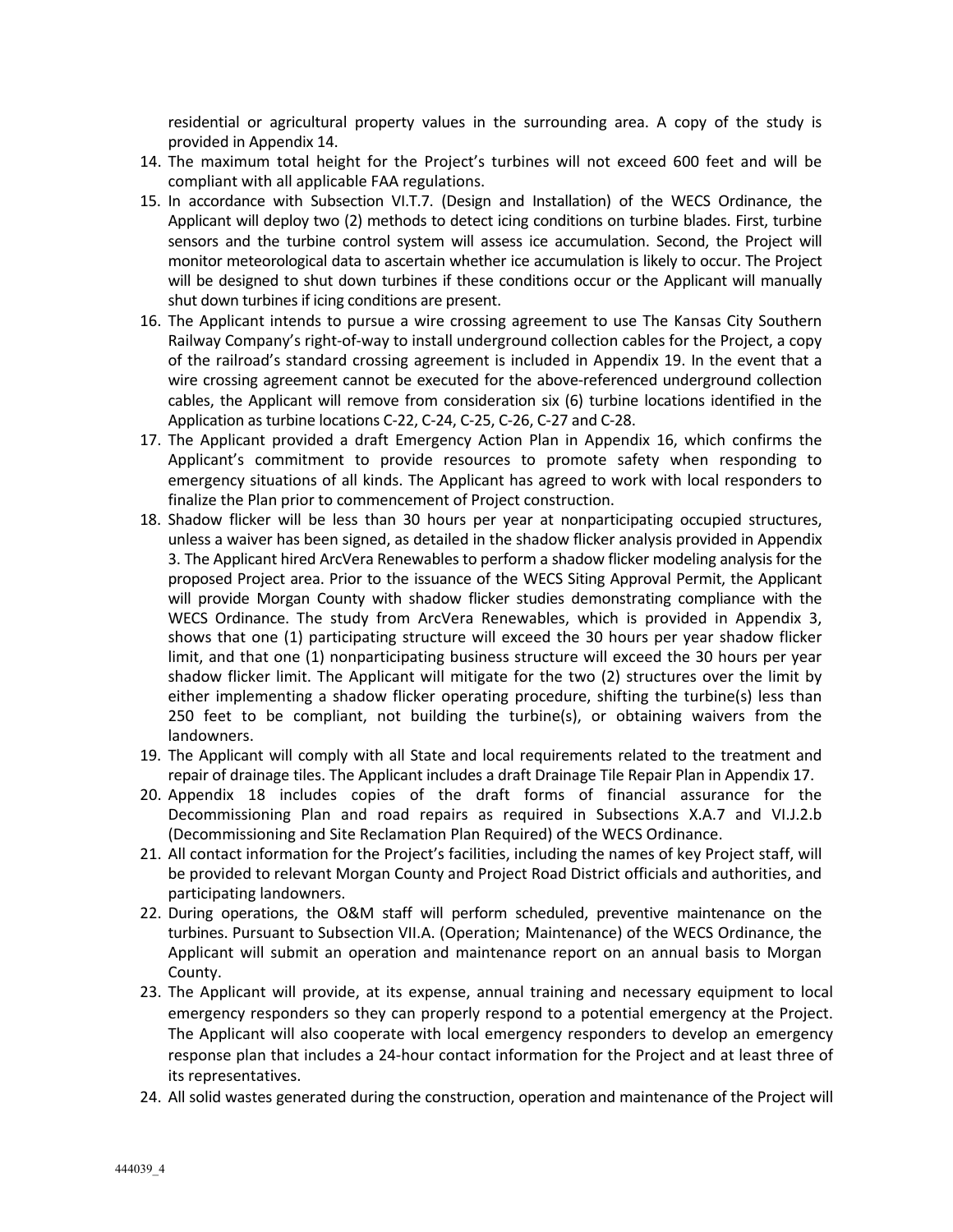residential or agricultural property values in the surrounding area. A copy of the study is provided in Appendix 14.

14. The maximum total height for the Project's turbines will not exceed 600 feet and will be compliant with all applicable FAA regulations.
15. In accordance with Subsection VI.T.7. (Design and Installation) of the WECS Ordinance, the Applicant will deploy two (2) methods to detect icing conditions on turbine blades. First, turbine sensors and the turbine control system will assess ice accumulation. Second, the Project will monitor meteorological data to ascertain whether ice accumulation is likely to occur. The Project will be designed to shut down turbines if these conditions occur or the Applicant will manually shut down turbines if icing conditions are present.
16. The Applicant intends to pursue a wire crossing agreement to use The Kansas City Southern Railway Company's right-of-way to install underground collection cables for the Project, a copy of the railroad's standard crossing agreement is included in Appendix 19. In the event that a wire crossing agreement cannot be executed for the above-referenced underground collection cables, the Applicant will remove from consideration six (6) turbine locations identified in the Application as turbine locations C-22, C-24, C-25, C-26, C-27 and C-28.
17. The Applicant provided a draft Emergency Action Plan in Appendix 16, which confirms the Applicant's commitment to provide resources to promote safety when responding to emergency situations of all kinds. The Applicant has agreed to work with local responders to finalize the Plan prior to commencement of Project construction.
18. Shadow flicker will be less than 30 hours per year at nonparticipating occupied structures, unless a waiver has been signed, as detailed in the shadow flicker analysis provided in Appendix 3. The Applicant hired ArcVera Renewables to perform a shadow flicker modeling analysis for the proposed Project area. Prior to the issuance of the WECS Siting Approval Permit, the Applicant will provide Morgan County with shadow flicker studies demonstrating compliance with the WECS Ordinance. The study from ArcVera Renewables, which is provided in Appendix 3, shows that one (1) participating structure will exceed the 30 hours per year shadow flicker limit, and that one (1) nonparticipating business structure will exceed the 30 hours per year shadow flicker limit. The Applicant will mitigate for the two (2) structures over the limit by either implementing a shadow flicker operating procedure, shifting the turbine(s) less than 250 feet to be compliant, not building the turbine(s), or obtaining waivers from the landowners.
19. The Applicant will comply with all State and local requirements related to the treatment and repair of drainage tiles. The Applicant includes a draft Drainage Tile Repair Plan in Appendix 17.
20. Appendix 18 includes copies of the draft forms of financial assurance for the Decommissioning Plan and road repairs as required in Subsections X.A.7 and VI.J.2.b (Decommissioning and Site Reclamation Plan Required) of the WECS Ordinance.
21. All contact information for the Project's facilities, including the names of key Project staff, will be provided to relevant Morgan County and Project Road District officials and authorities, and participating landowners.
22. During operations, the O&M staff will perform scheduled, preventive maintenance on the turbines. Pursuant to Subsection VII.A. (Operation; Maintenance) of the WECS Ordinance, the Applicant will submit an operation and maintenance report on an annual basis to Morgan County.
23. The Applicant will provide, at its expense, annual training and necessary equipment to local emergency responders so they can properly respond to a potential emergency at the Project. The Applicant will also cooperate with local emergency responders to develop an emergency response plan that includes a 24-hour contact information for the Project and at least three of its representatives.
24. All solid wastes generated during the construction, operation and maintenance of the Project will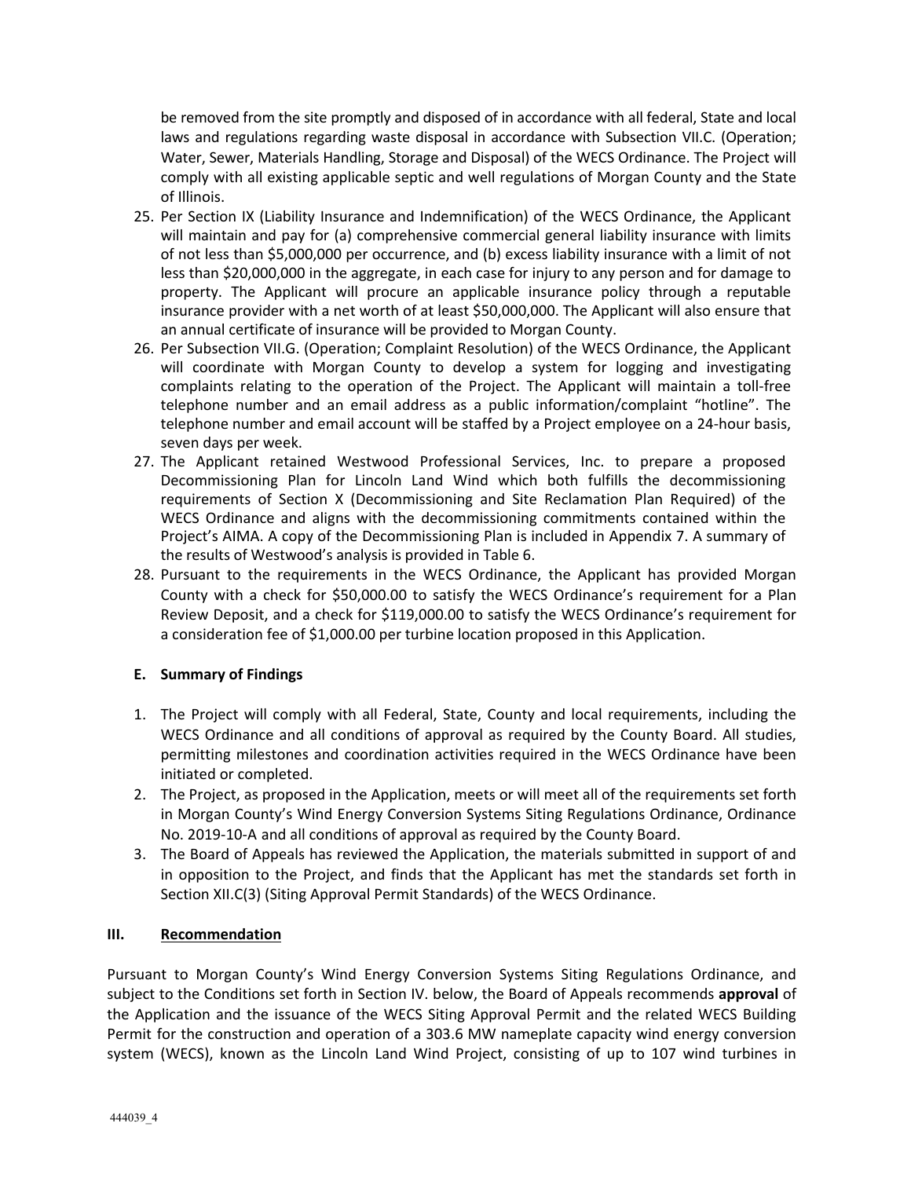be removed from the site promptly and disposed of in accordance with all federal, State and local laws and regulations regarding waste disposal in accordance with Subsection VII.C. (Operation; Water, Sewer, Materials Handling, Storage and Disposal) of the WECS Ordinance. The Project will comply with all existing applicable septic and well regulations of Morgan County and the State of Illinois.

25. Per Section IX (Liability Insurance and Indemnification) of the WECS Ordinance, the Applicant will maintain and pay for (a) comprehensive commercial general liability insurance with limits of not less than $5,000,000 per occurrence, and (b) excess liability insurance with a limit of not less than $20,000,000 in the aggregate, in each case for injury to any person and for damage to property. The Applicant will procure an applicable insurance policy through a reputable insurance provider with a net worth of at least $50,000,000. The Applicant will also ensure that an annual certificate of insurance will be provided to Morgan County.
26. Per Subsection VII.G. (Operation; Complaint Resolution) of the WECS Ordinance, the Applicant will coordinate with Morgan County to develop a system for logging and investigating complaints relating to the operation of the Project. The Applicant will maintain a toll-free telephone number and an email address as a public information/complaint "hotline". The telephone number and email account will be staffed by a Project employee on a 24-hour basis, seven days per week.
27. The Applicant retained Westwood Professional Services, Inc. to prepare a proposed Decommissioning Plan for Lincoln Land Wind which both fulfills the decommissioning requirements of Section X (Decommissioning and Site Reclamation Plan Required) of the WECS Ordinance and aligns with the decommissioning commitments contained within the Project's AIMA. A copy of the Decommissioning Plan is included in Appendix 7. A summary of the results of Westwood's analysis is provided in Table 6.
28. Pursuant to the requirements in the WECS Ordinance, the Applicant has provided Morgan County with a check for $50,000.00 to satisfy the WECS Ordinance's requirement for a Plan Review Deposit, and a check for $119,000.00 to satisfy the WECS Ordinance's requirement for a consideration fee of $1,000.00 per turbine location proposed in this Application.

### E. Summary of Findings

1. The Project will comply with all Federal, State, County and local requirements, including the WECS Ordinance and all conditions of approval as required by the County Board. All studies, permitting milestones and coordination activities required in the WECS Ordinance have been initiated or completed.
2. The Project, as proposed in the Application, meets or will meet all of the requirements set forth in Morgan County's Wind Energy Conversion Systems Siting Regulations Ordinance, Ordinance No. 2019-10-A and all conditions of approval as required by the County Board.
3. The Board of Appeals has reviewed the Application, the materials submitted in support of and in opposition to the Project, and finds that the Applicant has met the standards set forth in Section XII.C(3) (Siting Approval Permit Standards) of the WECS Ordinance.

## III. Recommendation

Pursuant to Morgan County's Wind Energy Conversion Systems Siting Regulations Ordinance, and subject to the Conditions set forth in Section IV. below, the Board of Appeals recommends **approval** of the Application and the issuance of the WECS Siting Approval Permit and the related WECS Building Permit for the construction and operation of a 303.6 MW nameplate capacity wind energy conversion system (WECS), known as the Lincoln Land Wind Project, consisting of up to 107 wind turbines in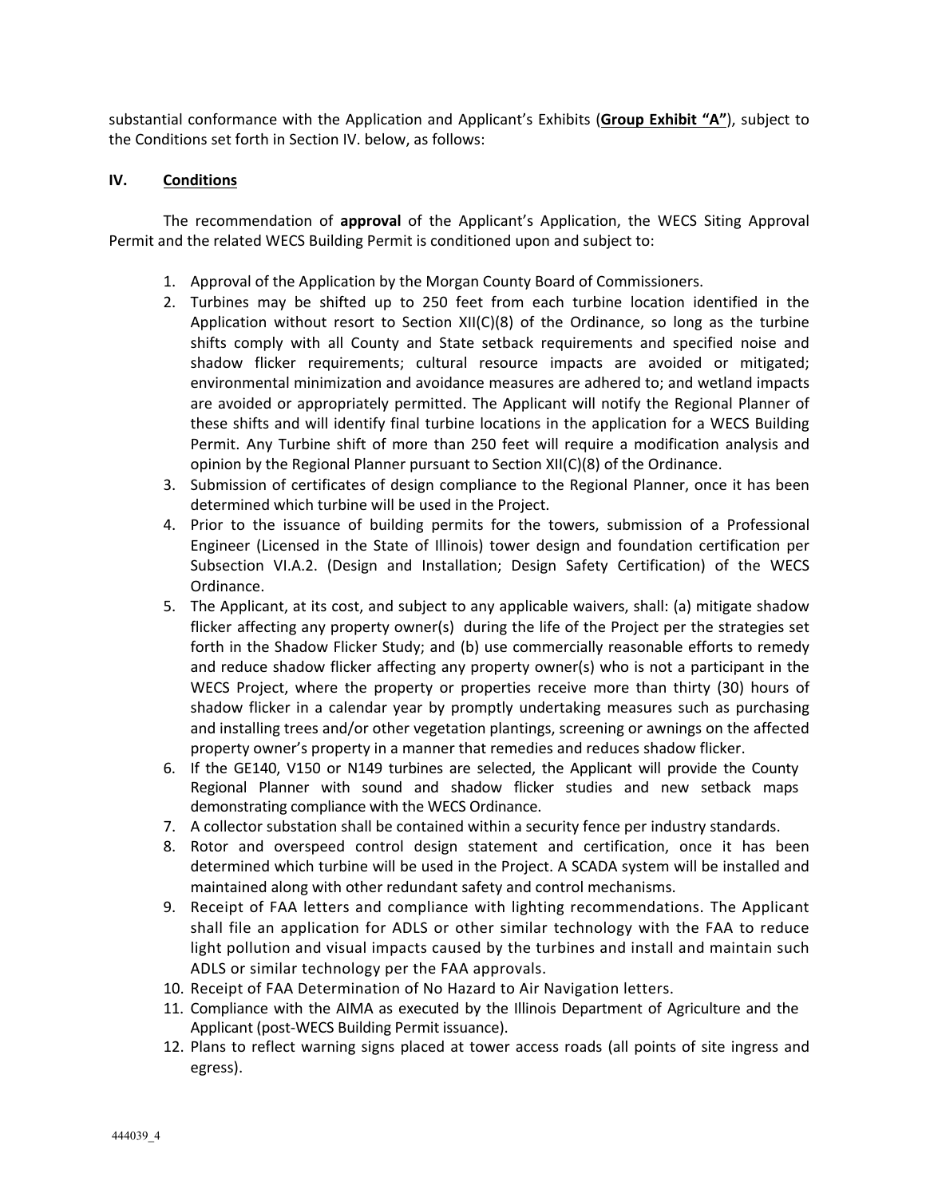substantial conformance with the Application and Applicant's Exhibits (**Group Exhibit "A"**), subject to the Conditions set forth in Section IV. below, as follows:

## IV. Conditions

The recommendation of **approval** of the Applicant's Application, the WECS Siting Approval Permit and the related WECS Building Permit is conditioned upon and subject to:

1. Approval of the Application by the Morgan County Board of Commissioners.
2. Turbines may be shifted up to 250 feet from each turbine location identified in the Application without resort to Section XII(C)(8) of the Ordinance, so long as the turbine shifts comply with all County and State setback requirements and specified noise and shadow flicker requirements; cultural resource impacts are avoided or mitigated; environmental minimization and avoidance measures are adhered to; and wetland impacts are avoided or appropriately permitted. The Applicant will notify the Regional Planner of these shifts and will identify final turbine locations in the application for a WECS Building Permit. Any Turbine shift of more than 250 feet will require a modification analysis and opinion by the Regional Planner pursuant to Section XII(C)(8) of the Ordinance.
3. Submission of certificates of design compliance to the Regional Planner, once it has been determined which turbine will be used in the Project.
4. Prior to the issuance of building permits for the towers, submission of a Professional Engineer (Licensed in the State of Illinois) tower design and foundation certification per Subsection VI.A.2. (Design and Installation; Design Safety Certification) of the WECS Ordinance.
5. The Applicant, at its cost, and subject to any applicable waivers, shall: (a) mitigate shadow flicker affecting any property owner(s) during the life of the Project per the strategies set forth in the Shadow Flicker Study; and (b) use commercially reasonable efforts to remedy and reduce shadow flicker affecting any property owner(s) who is not a participant in the WECS Project, where the property or properties receive more than thirty (30) hours of shadow flicker in a calendar year by promptly undertaking measures such as purchasing and installing trees and/or other vegetation plantings, screening or awnings on the affected property owner's property in a manner that remedies and reduces shadow flicker.
6. If the GE140, V150 or N149 turbines are selected, the Applicant will provide the County Regional Planner with sound and shadow flicker studies and new setback maps demonstrating compliance with the WECS Ordinance.
7. A collector substation shall be contained within a security fence per industry standards.
8. Rotor and overspeed control design statement and certification, once it has been determined which turbine will be used in the Project. A SCADA system will be installed and maintained along with other redundant safety and control mechanisms.
9. Receipt of FAA letters and compliance with lighting recommendations. The Applicant shall file an application for ADLS or other similar technology with the FAA to reduce light pollution and visual impacts caused by the turbines and install and maintain such ADLS or similar technology per the FAA approvals.
10. Receipt of FAA Determination of No Hazard to Air Navigation letters.
11. Compliance with the AIMA as executed by the Illinois Department of Agriculture and the Applicant (post-WECS Building Permit issuance).
12. Plans to reflect warning signs placed at tower access roads (all points of site ingress and egress).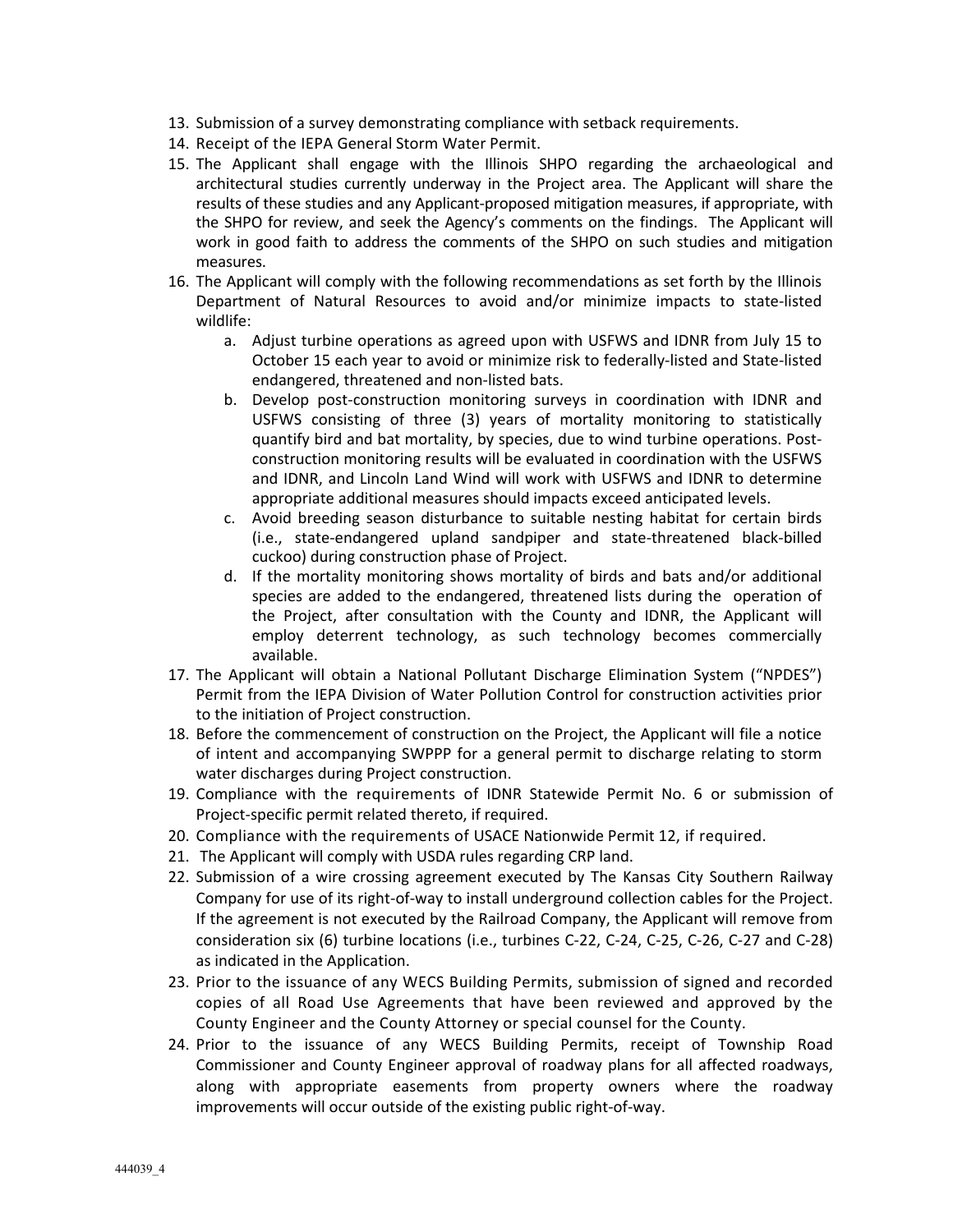13. Submission of a survey demonstrating compliance with setback requirements.
14. Receipt of the IEPA General Storm Water Permit.
15. The Applicant shall engage with the Illinois SHPO regarding the archaeological and architectural studies currently underway in the Project area. The Applicant will share the results of these studies and any Applicant-proposed mitigation measures, if appropriate, with the SHPO for review, and seek the Agency's comments on the findings. The Applicant will work in good faith to address the comments of the SHPO on such studies and mitigation measures.
16. The Applicant will comply with the following recommendations as set forth by the Illinois Department of Natural Resources to avoid and/or minimize impacts to state-listed wildlife:
    a. Adjust turbine operations as agreed upon with USFWS and IDNR from July 15 to October 15 each year to avoid or minimize risk to federally-listed and State-listed endangered, threatened and non-listed bats.
    b. Develop post-construction monitoring surveys in coordination with IDNR and USFWS consisting of three (3) years of mortality monitoring to statistically quantify bird and bat mortality, by species, due to wind turbine operations. Post-construction monitoring results will be evaluated in coordination with the USFWS and IDNR, and Lincoln Land Wind will work with USFWS and IDNR to determine appropriate additional measures should impacts exceed anticipated levels.
    c. Avoid breeding season disturbance to suitable nesting habitat for certain birds (i.e., state-endangered upland sandpiper and state-threatened black-billed cuckoo) during construction phase of Project.
    d. If the mortality monitoring shows mortality of birds and bats and/or additional species are added to the endangered, threatened lists during the operation of the Project, after consultation with the County and IDNR, the Applicant will employ deterrent technology, as such technology becomes commercially available.
17. The Applicant will obtain a National Pollutant Discharge Elimination System ("NPDES") Permit from the IEPA Division of Water Pollution Control for construction activities prior to the initiation of Project construction.
18. Before the commencement of construction on the Project, the Applicant will file a notice of intent and accompanying SWPPP for a general permit to discharge relating to storm water discharges during Project construction.
19. Compliance with the requirements of IDNR Statewide Permit No. 6 or submission of Project-specific permit related thereto, if required.
20. Compliance with the requirements of USACE Nationwide Permit 12, if required.
21. The Applicant will comply with USDA rules regarding CRP land.
22. Submission of a wire crossing agreement executed by The Kansas City Southern Railway Company for use of its right-of-way to install underground collection cables for the Project. If the agreement is not executed by the Railroad Company, the Applicant will remove from consideration six (6) turbine locations (i.e., turbines C-22, C-24, C-25, C-26, C-27 and C-28) as indicated in the Application.
23. Prior to the issuance of any WECS Building Permits, submission of signed and recorded copies of all Road Use Agreements that have been reviewed and approved by the County Engineer and the County Attorney or special counsel for the County.
24. Prior to the issuance of any WECS Building Permits, receipt of Township Road Commissioner and County Engineer approval of roadway plans for all affected roadways, along with appropriate easements from property owners where the roadway improvements will occur outside of the existing public right-of-way.

444039_4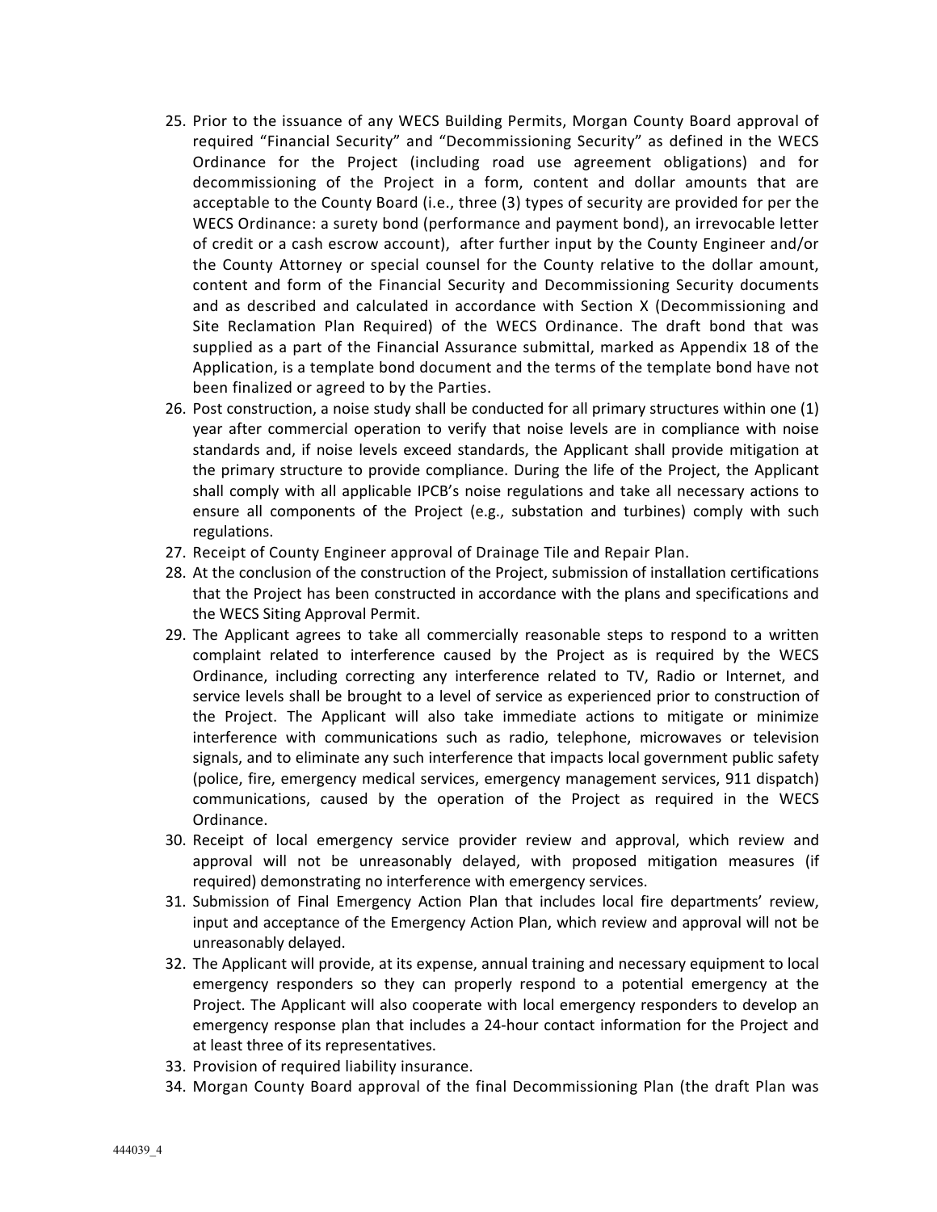25. Prior to the issuance of any WECS Building Permits, Morgan County Board approval of required "Financial Security" and "Decommissioning Security" as defined in the WECS Ordinance for the Project (including road use agreement obligations) and for decommissioning of the Project in a form, content and dollar amounts that are acceptable to the County Board (i.e., three (3) types of security are provided for per the WECS Ordinance: a surety bond (performance and payment bond), an irrevocable letter of credit or a cash escrow account), after further input by the County Engineer and/or the County Attorney or special counsel for the County relative to the dollar amount, content and form of the Financial Security and Decommissioning Security documents and as described and calculated in accordance with Section X (Decommissioning and Site Reclamation Plan Required) of the WECS Ordinance. The draft bond that was supplied as a part of the Financial Assurance submittal, marked as Appendix 18 of the Application, is a template bond document and the terms of the template bond have not been finalized or agreed to by the Parties.
26. Post construction, a noise study shall be conducted for all primary structures within one (1) year after commercial operation to verify that noise levels are in compliance with noise standards and, if noise levels exceed standards, the Applicant shall provide mitigation at the primary structure to provide compliance. During the life of the Project, the Applicant shall comply with all applicable IPCB's noise regulations and take all necessary actions to ensure all components of the Project (e.g., substation and turbines) comply with such regulations.
27. Receipt of County Engineer approval of Drainage Tile and Repair Plan.
28. At the conclusion of the construction of the Project, submission of installation certifications that the Project has been constructed in accordance with the plans and specifications and the WECS Siting Approval Permit.
29. The Applicant agrees to take all commercially reasonable steps to respond to a written complaint related to interference caused by the Project as is required by the WECS Ordinance, including correcting any interference related to TV, Radio or Internet, and service levels shall be brought to a level of service as experienced prior to construction of the Project. The Applicant will also take immediate actions to mitigate or minimize interference with communications such as radio, telephone, microwaves or television signals, and to eliminate any such interference that impacts local government public safety (police, fire, emergency medical services, emergency management services, 911 dispatch) communications, caused by the operation of the Project as required in the WECS Ordinance.
30. Receipt of local emergency service provider review and approval, which review and approval will not be unreasonably delayed, with proposed mitigation measures (if required) demonstrating no interference with emergency services.
31. Submission of Final Emergency Action Plan that includes local fire departments' review, input and acceptance of the Emergency Action Plan, which review and approval will not be unreasonably delayed.
32. The Applicant will provide, at its expense, annual training and necessary equipment to local emergency responders so they can properly respond to a potential emergency at the Project. The Applicant will also cooperate with local emergency responders to develop an emergency response plan that includes a 24-hour contact information for the Project and at least three of its representatives.
33. Provision of required liability insurance.
34. Morgan County Board approval of the final Decommissioning Plan (the draft Plan was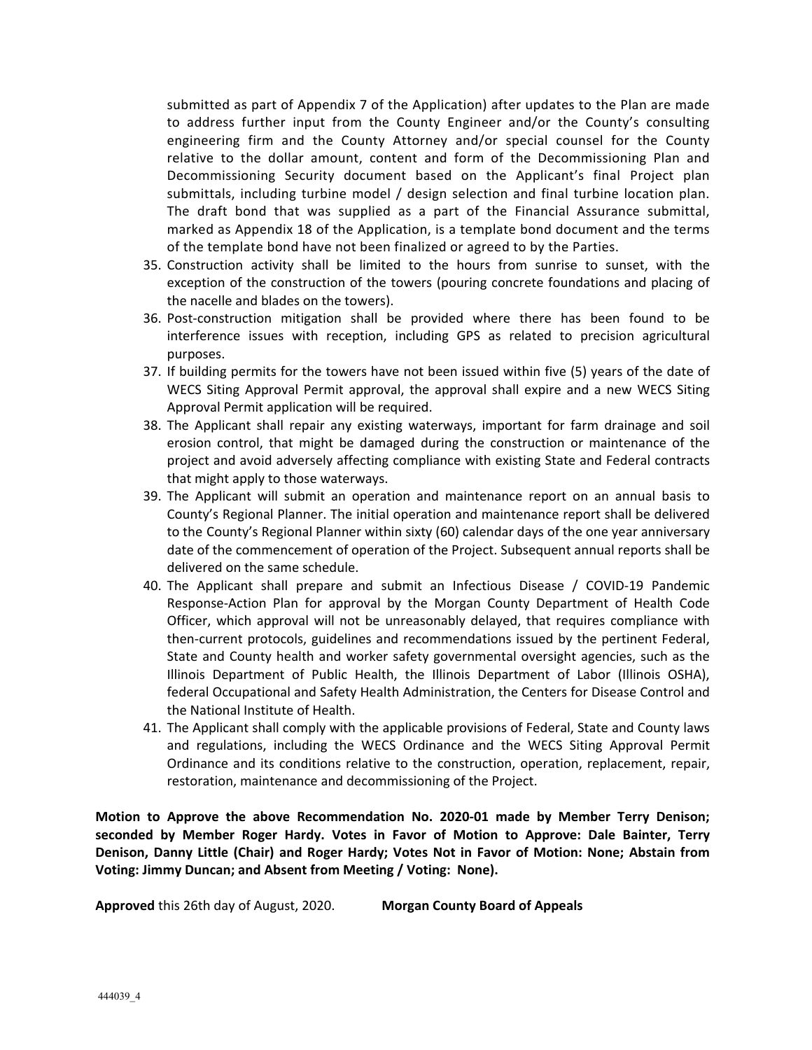submitted as part of Appendix 7 of the Application) after updates to the Plan are made to address further input from the County Engineer and/or the County's consulting engineering firm and the County Attorney and/or special counsel for the County relative to the dollar amount, content and form of the Decommissioning Plan and Decommissioning Security document based on the Applicant's final Project plan submittals, including turbine model / design selection and final turbine location plan. The draft bond that was supplied as a part of the Financial Assurance submittal, marked as Appendix 18 of the Application, is a template bond document and the terms of the template bond have not been finalized or agreed to by the Parties.

35. Construction activity shall be limited to the hours from sunrise to sunset, with the exception of the construction of the towers (pouring concrete foundations and placing of the nacelle and blades on the towers).
36. Post-construction mitigation shall be provided where there has been found to be interference issues with reception, including GPS as related to precision agricultural purposes.
37. If building permits for the towers have not been issued within five (5) years of the date of WECS Siting Approval Permit approval, the approval shall expire and a new WECS Siting Approval Permit application will be required.
38. The Applicant shall repair any existing waterways, important for farm drainage and soil erosion control, that might be damaged during the construction or maintenance of the project and avoid adversely affecting compliance with existing State and Federal contracts that might apply to those waterways.
39. The Applicant will submit an operation and maintenance report on an annual basis to County's Regional Planner. The initial operation and maintenance report shall be delivered to the County's Regional Planner within sixty (60) calendar days of the one year anniversary date of the commencement of operation of the Project. Subsequent annual reports shall be delivered on the same schedule.
40. The Applicant shall prepare and submit an Infectious Disease / COVID-19 Pandemic Response-Action Plan for approval by the Morgan County Department of Health Code Officer, which approval will not be unreasonably delayed, that requires compliance with then-current protocols, guidelines and recommendations issued by the pertinent Federal, State and County health and worker safety governmental oversight agencies, such as the Illinois Department of Public Health, the Illinois Department of Labor (Illinois OSHA), federal Occupational and Safety Health Administration, the Centers for Disease Control and the National Institute of Health.
41. The Applicant shall comply with the applicable provisions of Federal, State and County laws and regulations, including the WECS Ordinance and the WECS Siting Approval Permit Ordinance and its conditions relative to the construction, operation, replacement, repair, restoration, maintenance and decommissioning of the Project.

**Motion to Approve the above Recommendation No. 2020-01 made by Member Terry Denison; seconded by Member Roger Hardy. Votes in Favor of Motion to Approve: Dale Bainter, Terry Denison, Danny Little (Chair) and Roger Hardy; Votes Not in Favor of Motion: None; Abstain from Voting: Jimmy Duncan; and Absent from Meeting / Voting: None).**

**Approved** this 26th day of August, 2020. **Morgan County Board of Appeals**

444039_4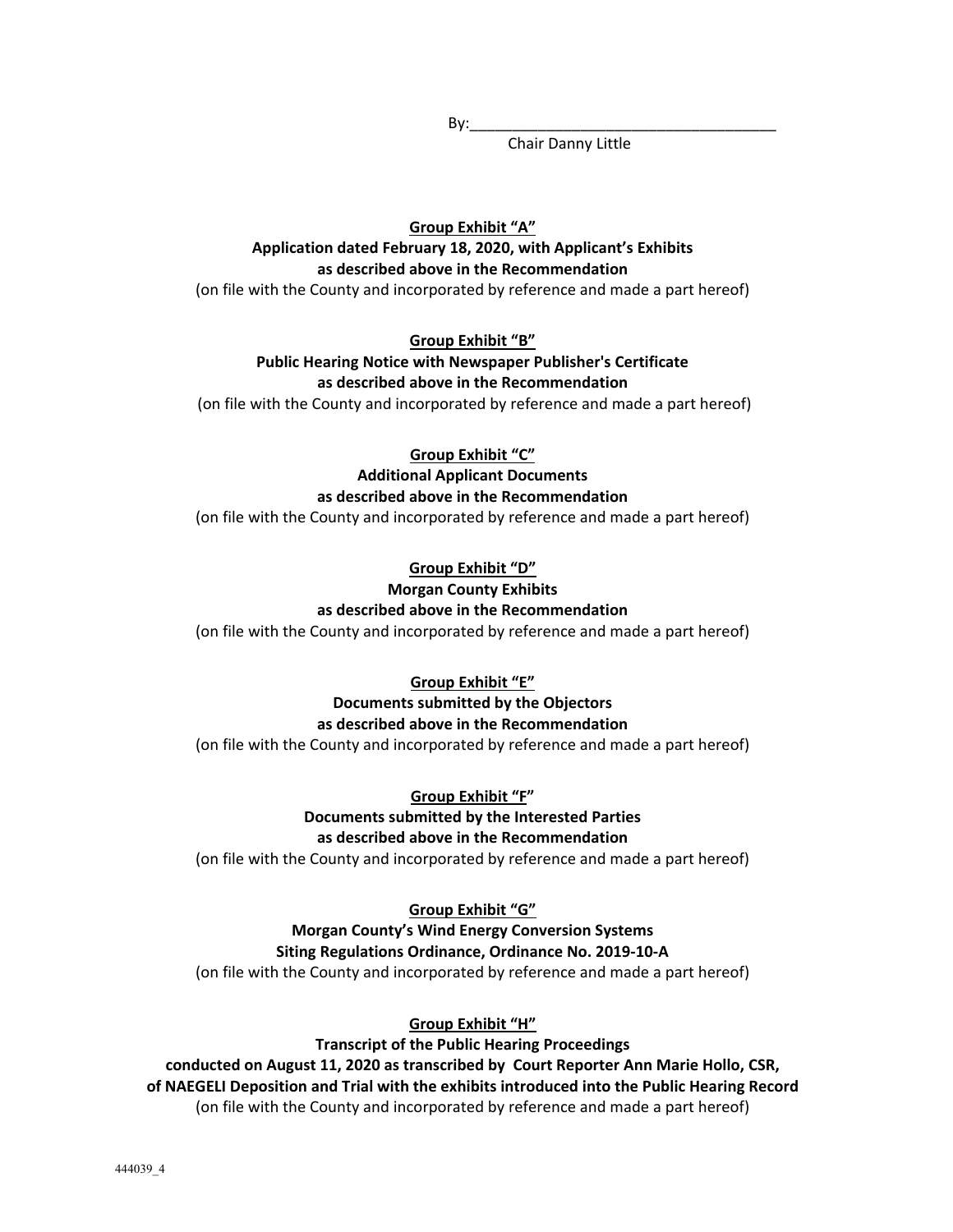By:_____________________________________

Chair Danny Little

**Group Exhibit "A"**

**Application dated February 18, 2020, with Applicant's Exhibits as described above in the Recommendation**

(on file with the County and incorporated by reference and made a part hereof)

**Group Exhibit "B"**

**Public Hearing Notice with Newspaper Publisher's Certificate as described above in the Recommendation**

(on file with the County and incorporated by reference and made a part hereof)

**Group Exhibit "C"**

**Additional Applicant Documents as described above in the Recommendation**

(on file with the County and incorporated by reference and made a part hereof)

**Group Exhibit "D"**

**Morgan County Exhibits as described above in the Recommendation**

(on file with the County and incorporated by reference and made a part hereof)

**Group Exhibit "E"**

**Documents submitted by the Objectors as described above in the Recommendation**

(on file with the County and incorporated by reference and made a part hereof)

**Group Exhibit "F"**

**Documents submitted by the Interested Parties as described above in the Recommendation**

(on file with the County and incorporated by reference and made a part hereof)

**Group Exhibit "G"**

**Morgan County's Wind Energy Conversion Systems Siting Regulations Ordinance, Ordinance No. 2019-10-A**

(on file with the County and incorporated by reference and made a part hereof)

**Group Exhibit "H"**

**Transcript of the Public Hearing Proceedings conducted on August 11, 2020 as transcribed by Court Reporter Ann Marie Hollo, CSR, of NAEGELI Deposition and Trial with the exhibits introduced into the Public Hearing Record**

(on file with the County and incorporated by reference and made a part hereof)

444039_4